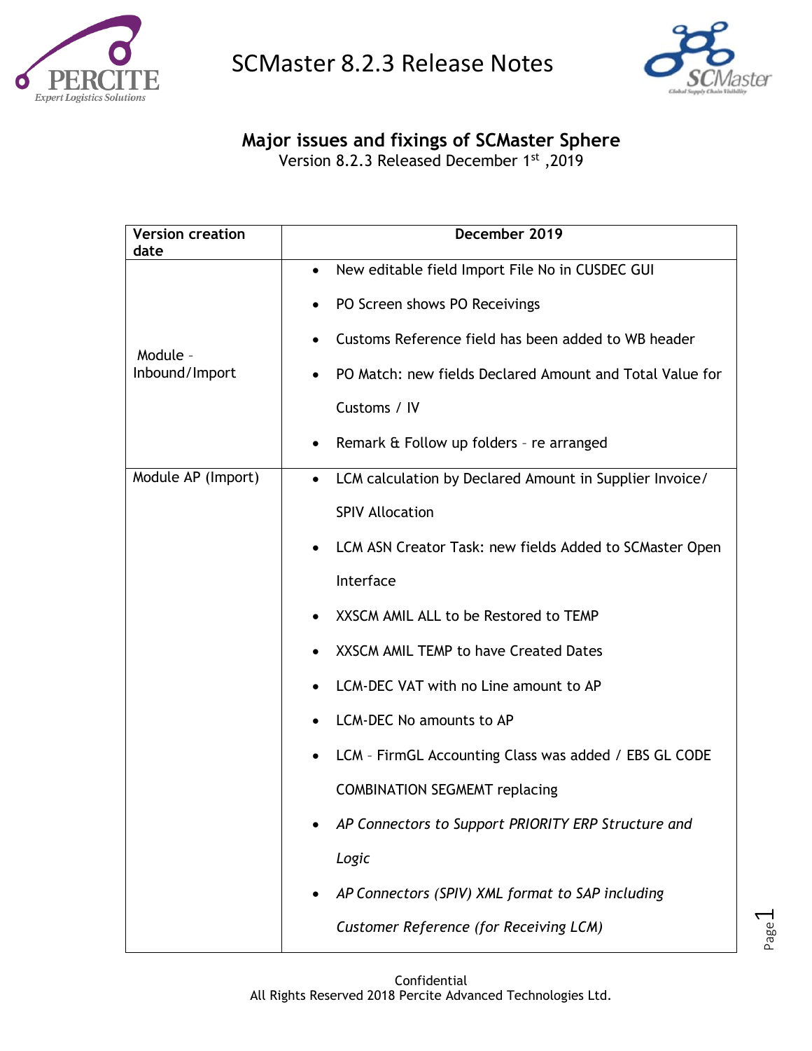# SCMaster 8.2.3 Release Notes

## Major issues and fixings of SCMaster Sphere

Version 8.2.3 Released December 1st ,2019

| Version creation date | December 2019 |
|---|---|
| Module - Inbound/Import | • New editable field Import File No in CUSDEC GUI<br>• PO Screen shows PO Receivings<br>• Customs Reference field has been added to WB header<br>• PO Match: new fields Declared Amount and Total Value for Customs / IV<br>• Remark & Follow up folders – re arranged |
| Module AP (Import) | • LCM calculation by Declared Amount in Supplier Invoice/ SPIV Allocation<br>• LCM ASN Creator Task: new fields Added to SCMaster Open Interface<br>• XXSCM AMIL ALL to be Restored to TEMP<br>• XXSCM AMIL TEMP to have Created Dates<br>• LCM-DEC VAT with no Line amount to AP<br>• LCM-DEC No amounts to AP<br>• LCM – FirmGL Accounting Class was added / EBS GL CODE COMBINATION SEGMEMT replacing<br>• *AP Connectors to Support PRIORITY ERP Structure and Logic*<br>• *AP Connectors (SPIV) XML format to SAP including Customer Reference (for Receiving LCM)* |

Confidential
All Rights Reserved 2018 Percite Advanced Technologies Ltd.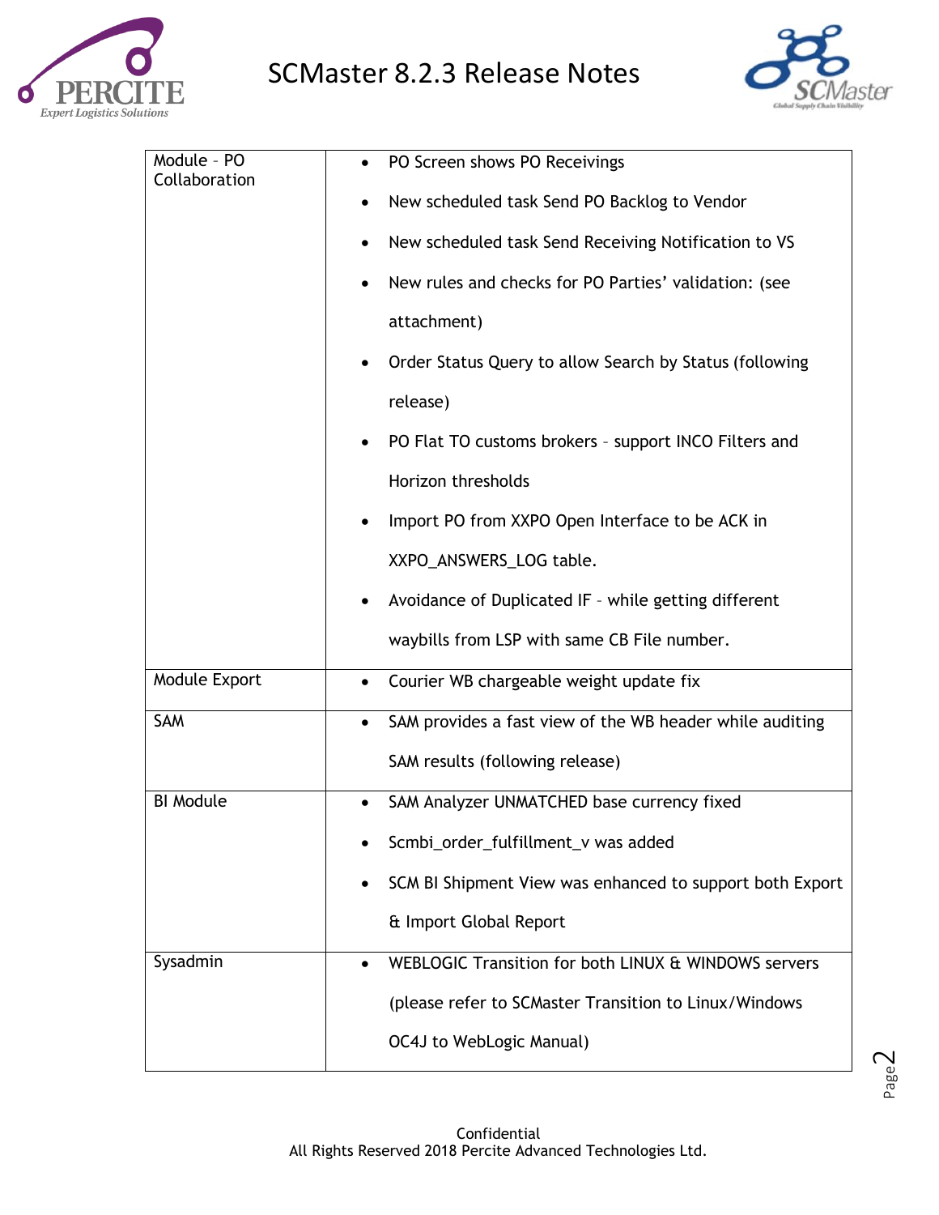| Module – PO Collaboration | <ul><li>PO Screen shows PO Receivings</li><li>New scheduled task Send PO Backlog to Vendor</li><li>New scheduled task Send Receiving Notification to VS</li><li>New rules and checks for PO Parties' validation: (see attachment)</li><li>Order Status Query to allow Search by Status (following release)</li><li>PO Flat TO customs brokers – support INCO Filters and Horizon thresholds</li><li>Import PO from XXPO Open Interface to be ACK in XXPO_ANSWERS_LOG table.</li><li>Avoidance of Duplicated IF – while getting different waybills from LSP with same CB File number.</li></ul> |
|---|---|
| Module Export | <ul><li>Courier WB chargeable weight update fix</li></ul> |
| SAM | <ul><li>SAM provides a fast view of the WB header while auditing SAM results (following release)</li></ul> |
| BI Module | <ul><li>SAM Analyzer UNMATCHED base currency fixed</li><li>Scmbi_order_fulfillment_v was added</li><li>SCM BI Shipment View was enhanced to support both Export & Import Global Report</li></ul> |
| Sysadmin | <ul><li>WEBLOGIC Transition for both LINUX & WINDOWS servers (please refer to SCMaster Transition to Linux/Windows OC4J to WebLogic Manual)</li></ul> |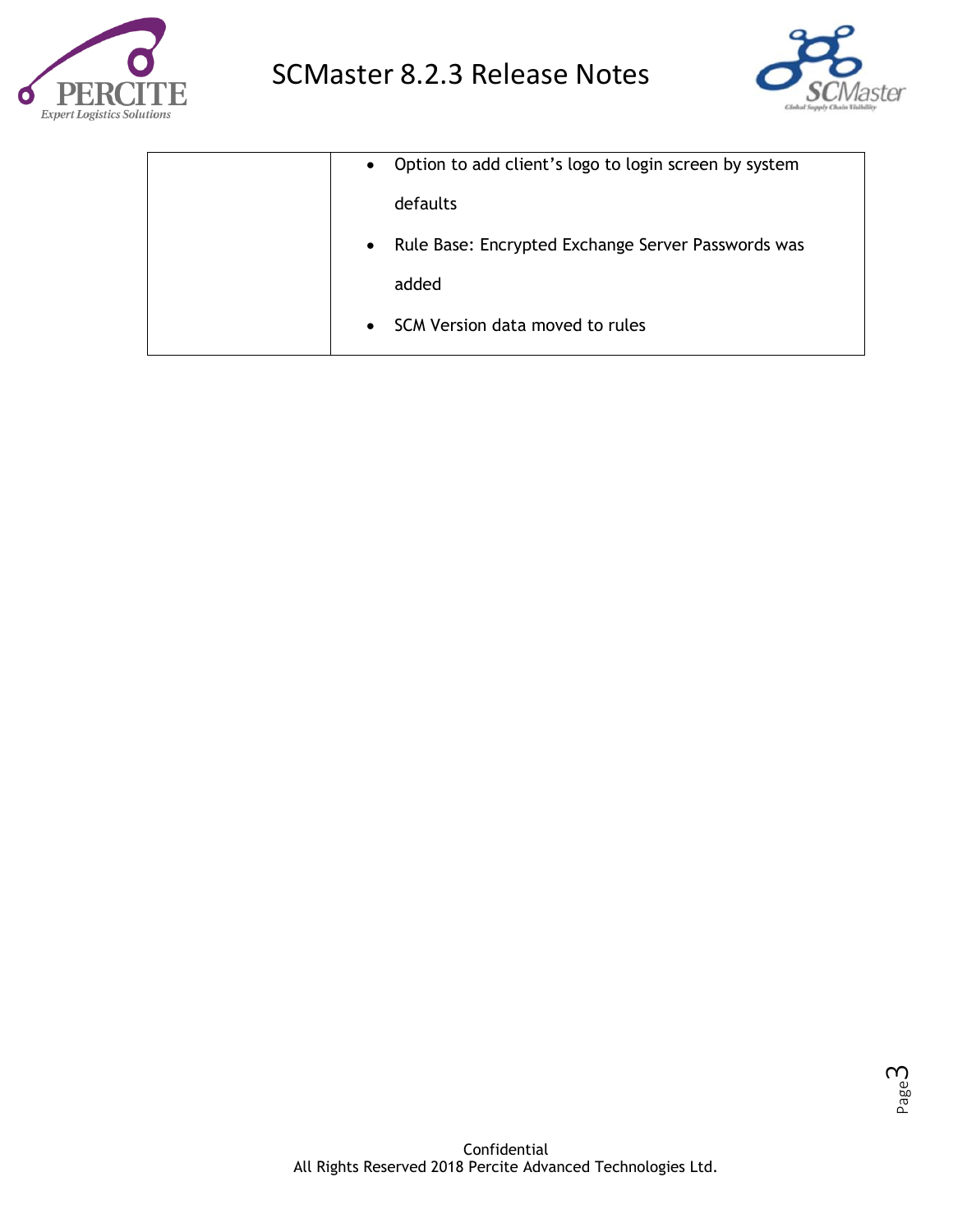|  |  |
|---|---|
|  | • Option to add client's logo to login screen by system defaults<br>• Rule Base: Encrypted Exchange Server Passwords was added<br>• SCM Version data moved to rules |

Confidential
All Rights Reserved 2018 Percite Advanced Technologies Ltd.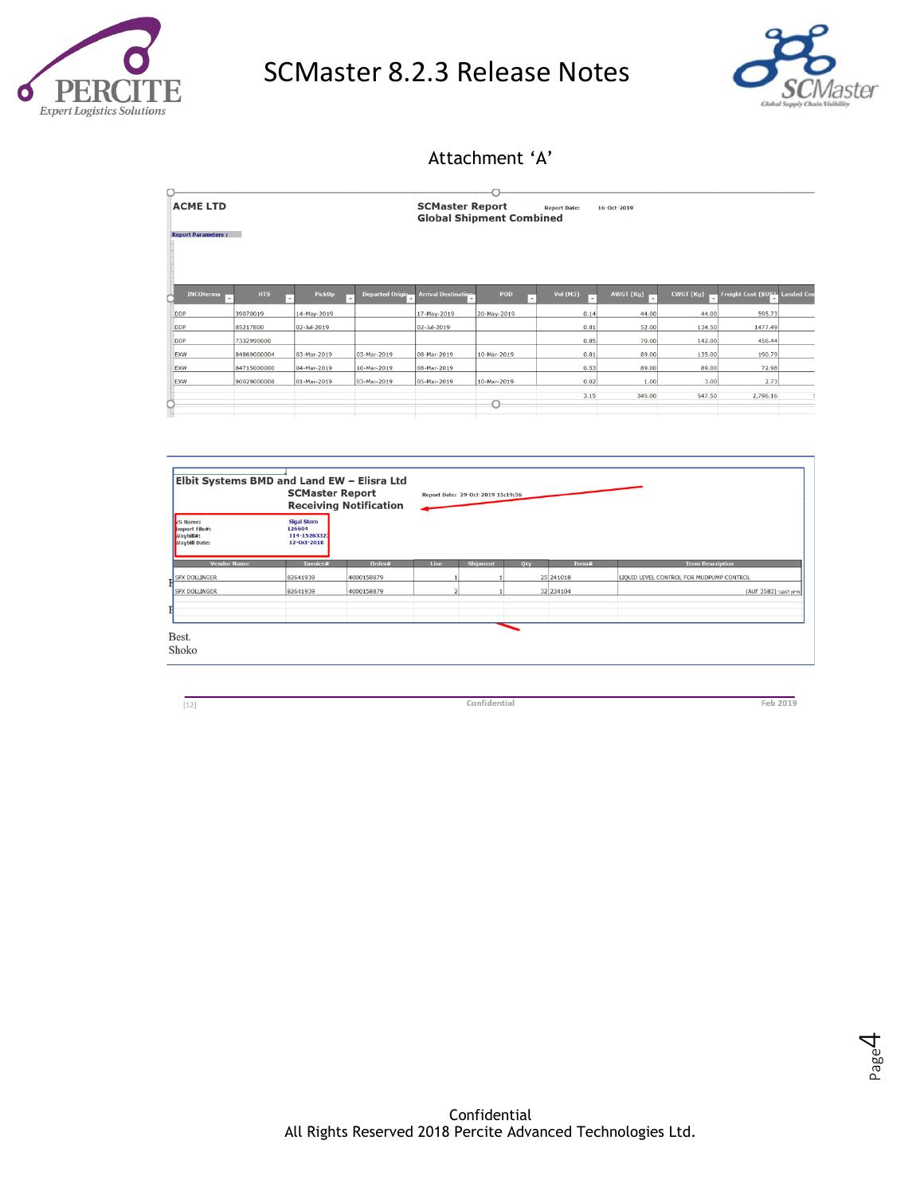## Attachment 'A'

**ACME LTD**

**SCMaster Report**
**Global Shipment Combined**

Report Date: 16-Oct-2019

Report Parameters :

| INCOterms | HTS | PickUp | Departed Origin | Arrival Destination | POD | Vol (M3) | AWGT (Kg) | CWGT (Kg) | Freight Cost ($US) | Landed Cos |
|---|---|---|---|---|---|---|---|---|---|---|
| DDP | 39070019 | 14-May-2019 | | 17-May-2019 | 20-May-2019 | 0.14 | 44.00 | 44.00 | 595.73 | |
| DDP | 85217800 | 02-Jul-2019 | | 02-Jul-2019 | | 0.81 | 52.00 | 134.50 | 1477.49 | |
| DDP | 7332990000 | | | | | 0.85 | 70.00 | 142.00 | 456.44 | |
| EXW | 84869000004 | 03-Mar-2019 | 03-Mar-2019 | 08-Mar-2019 | 10-Mar-2019 | 0.81 | 89.00 | 135.00 | 190.79 | |
| EXW | 84715000000 | 04-Mar-2019 | 10-Mar-2019 | 08-Mar-2019 | | 0.53 | 89.00 | 89.00 | 72.98 | |
| EXW | 90029000008 | 01-Mar-2019 | 03-Mar-2019 | 05-Mar-2019 | 10-Mar-2019 | 0.02 | 1.00 | 3.00 | 2.73 | |
| | | | | | | 3.15 | 345.00 | 547.50 | 2,796.16 | |

**Elbit Systems BMD and Land EW – Elisra Ltd**

**SCMaster Report**
**Receiving Notification**

Report Date: 29-Oct-2019 15:19:36

VS Name: Sigal Stern
Import File#: 126604
Waybill#: 114-15263323
Waybill Date: 12-Oct-2018

| Vendor Name | Invoice# | Order# | Line | Shipment | Qty | Item# | Item Description |
|---|---|---|---|---|---|---|---|
| SPX DOLLINGER | 82641939 | 4000158879 | 1 | 1 | 25 | 241018 | LIQUID LEVEL CONTROL FOR MUDPUMP CONTROL |
| SPX DOLLINGER | 82641939 | 4000158879 | 2 | 1 | 32 | 234104 | (AUF 3583) יחידת |

Best.
Shoko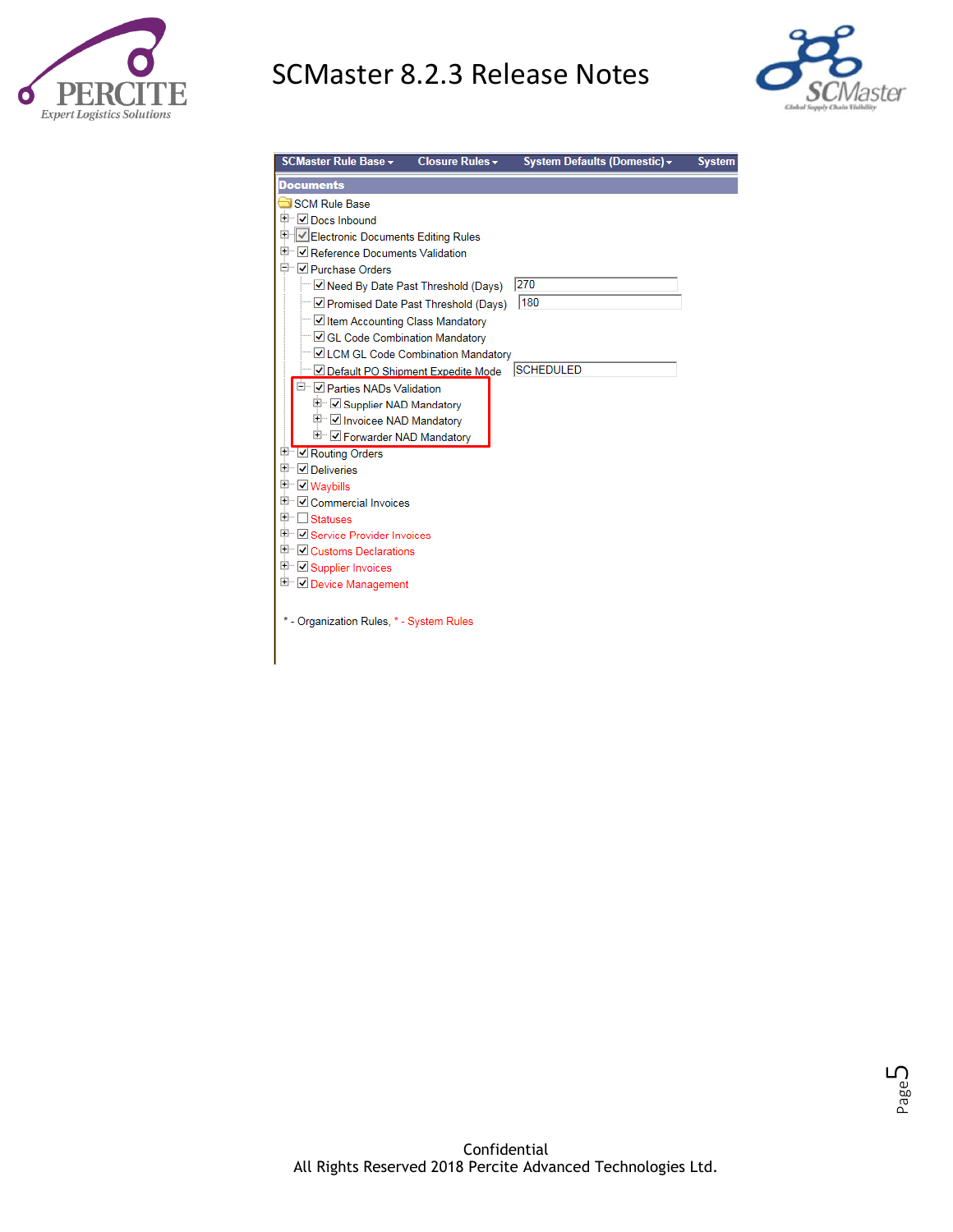SCMaster Rule Base ▾ Closure Rules ▾ System Defaults (Domestic) ▾ System

**Documents**

- SCM Rule Base
  - Docs Inbound
  - Electronic Documents Editing Rules
  - Reference Documents Validation
  - Purchase Orders
    - Need By Date Past Threshold (Days) 270
    - Promised Date Past Threshold (Days) 180
    - Item Accounting Class Mandatory
    - GL Code Combination Mandatory
    - LCM GL Code Combination Mandatory
    - Default PO Shipment Expedite Mode SCHEDULED
    - Parties NADs Validation
      - Supplier NAD Mandatory
      - Invoicee NAD Mandatory
      - Forwarder NAD Mandatory
  - Routing Orders
  - Deliveries
  - Waybills
  - Commercial Invoices
  - Statuses
  - Service Provider Invoices
  - Customs Declarations
  - Supplier Invoices
  - Device Management

* - Organization Rules, * - System Rules

Confidential
All Rights Reserved 2018 Percite Advanced Technologies Ltd.